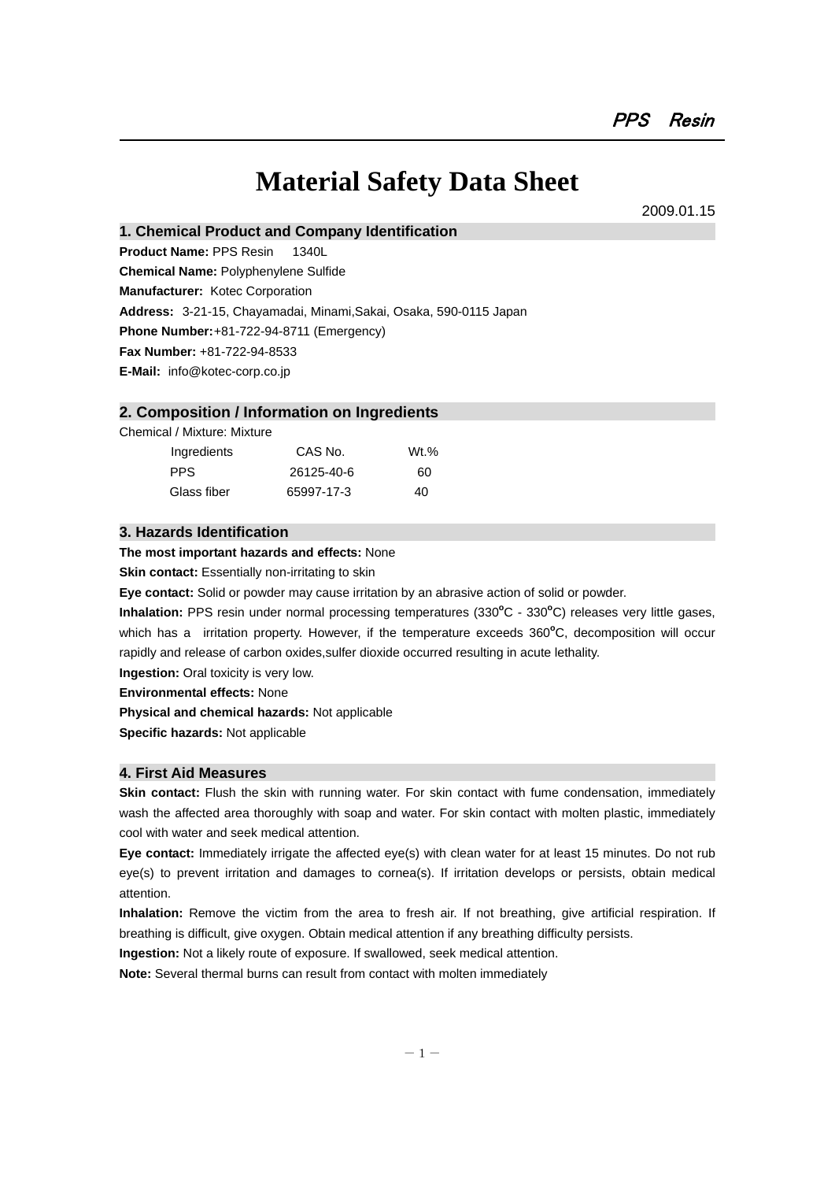*PPS Resin*

# Material Safety Data Sheet

2009.01.15

## 1. Chemical Product and Company Identification

**Product Name:** PPS Resin 1340L
**Chemical Name:** Polyphenylene Sulfide
**Manufacturer:** Kotec Corporation
**Address:** 3-21-15, Chayamadai, Minami,Sakai, Osaka, 590-0115 Japan
**Phone Number:**+81-722-94-8711 (Emergency)
**Fax Number:** +81-722-94-8533
**E-Mail:** info@kotec-corp.co.jp

## 2. Composition / Information on Ingredients

Chemical / Mixture: Mixture

| Ingredients | CAS No. | Wt.% |
|---|---|---|
| PPS | 26125-40-6 | 60 |
| Glass fiber | 65997-17-3 | 40 |

## 3. Hazards Identification

**The most important hazards and effects:** None

**Skin contact:** Essentially non-irritating to skin

**Eye contact:** Solid or powder may cause irritation by an abrasive action of solid or powder.

**Inhalation:** PPS resin under normal processing temperatures (330℃ - 330℃) releases very little gases, which has a irritation property. However, if the temperature exceeds 360℃, decomposition will occur rapidly and release of carbon oxides,sulfer dioxide occurred resulting in acute lethality.

**Ingestion:** Oral toxicity is very low.

**Environmental effects:** None

**Physical and chemical hazards:** Not applicable

**Specific hazards:** Not applicable

## 4. First Aid Measures

**Skin contact:** Flush the skin with running water. For skin contact with fume condensation, immediately wash the affected area thoroughly with soap and water. For skin contact with molten plastic, immediately cool with water and seek medical attention.

**Eye contact:** Immediately irrigate the affected eye(s) with clean water for at least 15 minutes. Do not rub eye(s) to prevent irritation and damages to cornea(s). If irritation develops or persists, obtain medical attention.

**Inhalation:** Remove the victim from the area to fresh air. If not breathing, give artificial respiration. If breathing is difficult, give oxygen. Obtain medical attention if any breathing difficulty persists.

**Ingestion:** Not a likely route of exposure. If swallowed, seek medical attention.

**Note:** Several thermal burns can result from contact with molten immediately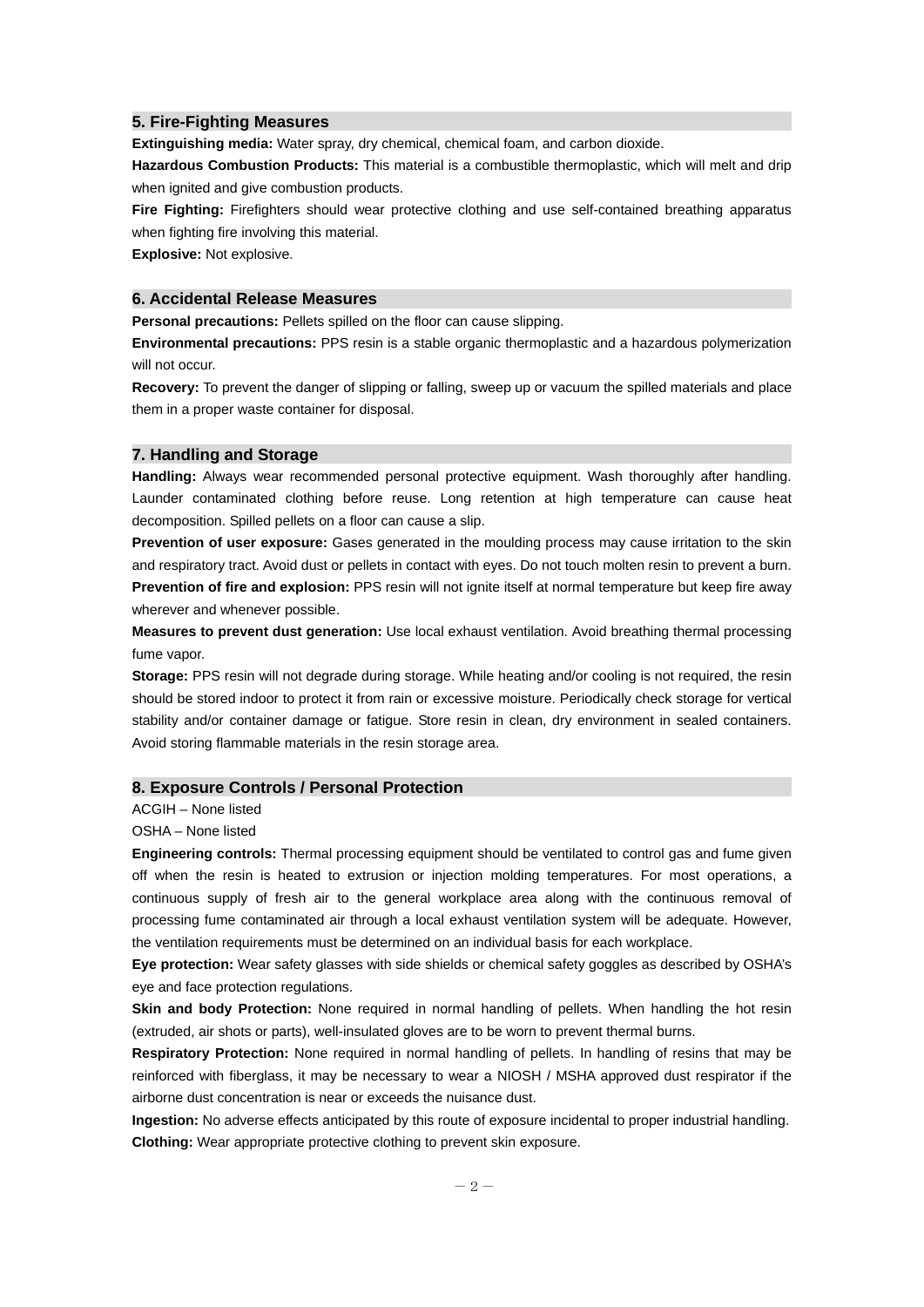## 5. Fire-Fighting Measures

**Extinguishing media:** Water spray, dry chemical, chemical foam, and carbon dioxide.

**Hazardous Combustion Products:** This material is a combustible thermoplastic, which will melt and drip when ignited and give combustion products.

**Fire Fighting:** Firefighters should wear protective clothing and use self-contained breathing apparatus when fighting fire involving this material.

**Explosive:** Not explosive.

## 6. Accidental Release Measures

**Personal precautions:** Pellets spilled on the floor can cause slipping.

**Environmental precautions:** PPS resin is a stable organic thermoplastic and a hazardous polymerization will not occur.

**Recovery:** To prevent the danger of slipping or falling, sweep up or vacuum the spilled materials and place them in a proper waste container for disposal.

## 7. Handling and Storage

**Handling:** Always wear recommended personal protective equipment. Wash thoroughly after handling. Launder contaminated clothing before reuse. Long retention at high temperature can cause heat decomposition. Spilled pellets on a floor can cause a slip.

**Prevention of user exposure:** Gases generated in the moulding process may cause irritation to the skin and respiratory tract. Avoid dust or pellets in contact with eyes. Do not touch molten resin to prevent a burn.

**Prevention of fire and explosion:** PPS resin will not ignite itself at normal temperature but keep fire away wherever and whenever possible.

**Measures to prevent dust generation:** Use local exhaust ventilation. Avoid breathing thermal processing fume vapor.

**Storage:** PPS resin will not degrade during storage. While heating and/or cooling is not required, the resin should be stored indoor to protect it from rain or excessive moisture. Periodically check storage for vertical stability and/or container damage or fatigue. Store resin in clean, dry environment in sealed containers. Avoid storing flammable materials in the resin storage area.

## 8. Exposure Controls / Personal Protection

ACGIH – None listed

OSHA – None listed

**Engineering controls:** Thermal processing equipment should be ventilated to control gas and fume given off when the resin is heated to extrusion or injection molding temperatures. For most operations, a continuous supply of fresh air to the general workplace area along with the continuous removal of processing fume contaminated air through a local exhaust ventilation system will be adequate. However, the ventilation requirements must be determined on an individual basis for each workplace.

**Eye protection:** Wear safety glasses with side shields or chemical safety goggles as described by OSHA's eye and face protection regulations.

**Skin and body Protection:** None required in normal handling of pellets. When handling the hot resin (extruded, air shots or parts), well-insulated gloves are to be worn to prevent thermal burns.

**Respiratory Protection:** None required in normal handling of pellets. In handling of resins that may be reinforced with fiberglass, it may be necessary to wear a NIOSH / MSHA approved dust respirator if the airborne dust concentration is near or exceeds the nuisance dust.

**Ingestion:** No adverse effects anticipated by this route of exposure incidental to proper industrial handling.

**Clothing:** Wear appropriate protective clothing to prevent skin exposure.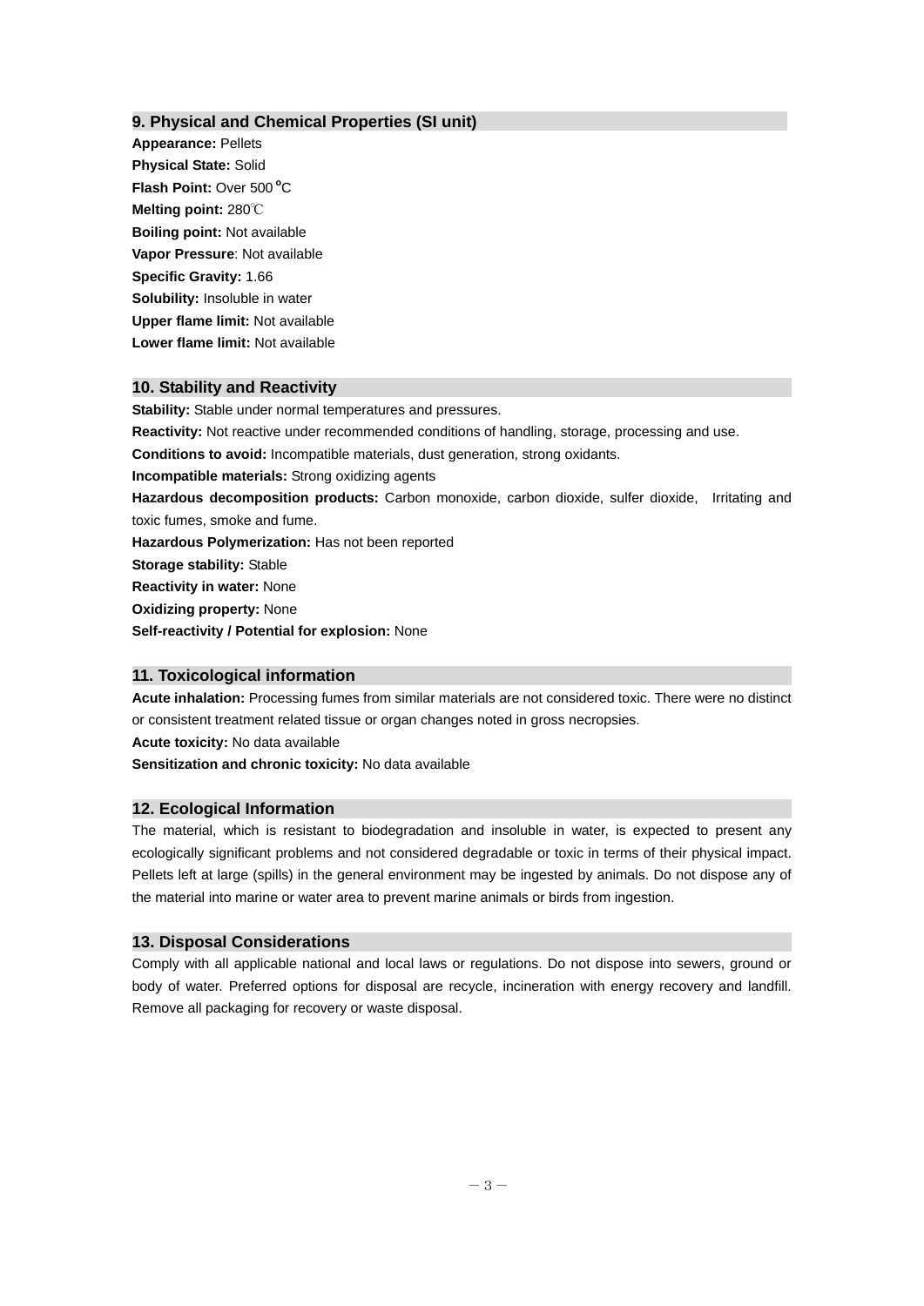## 9. Physical and Chemical Properties (SI unit)

**Appearance:** Pellets
**Physical State:** Solid
**Flash Point:** Over 500 °C
**Melting point:** 280℃
**Boiling point:** Not available
**Vapor Pressure**: Not available
**Specific Gravity:** 1.66
**Solubility:** Insoluble in water
**Upper flame limit:** Not available
**Lower flame limit:** Not available

## 10. Stability and Reactivity

**Stability:** Stable under normal temperatures and pressures.
**Reactivity:** Not reactive under recommended conditions of handling, storage, processing and use.
**Conditions to avoid:** Incompatible materials, dust generation, strong oxidants.
**Incompatible materials:** Strong oxidizing agents
**Hazardous decomposition products:** Carbon monoxide, carbon dioxide, sulfer dioxide, Irritating and toxic fumes, smoke and fume.
**Hazardous Polymerization:** Has not been reported
**Storage stability:** Stable
**Reactivity in water:** None
**Oxidizing property:** None
**Self-reactivity / Potential for explosion:** None

## 11. Toxicological information

**Acute inhalation:** Processing fumes from similar materials are not considered toxic. There were no distinct or consistent treatment related tissue or organ changes noted in gross necropsies.
**Acute toxicity:** No data available
**Sensitization and chronic toxicity:** No data available

## 12. Ecological Information

The material, which is resistant to biodegradation and insoluble in water, is expected to present any ecologically significant problems and not considered degradable or toxic in terms of their physical impact. Pellets left at large (spills) in the general environment may be ingested by animals. Do not dispose any of the material into marine or water area to prevent marine animals or birds from ingestion.

## 13. Disposal Considerations

Comply with all applicable national and local laws or regulations. Do not dispose into sewers, ground or body of water. Preferred options for disposal are recycle, incineration with energy recovery and landfill. Remove all packaging for recovery or waste disposal.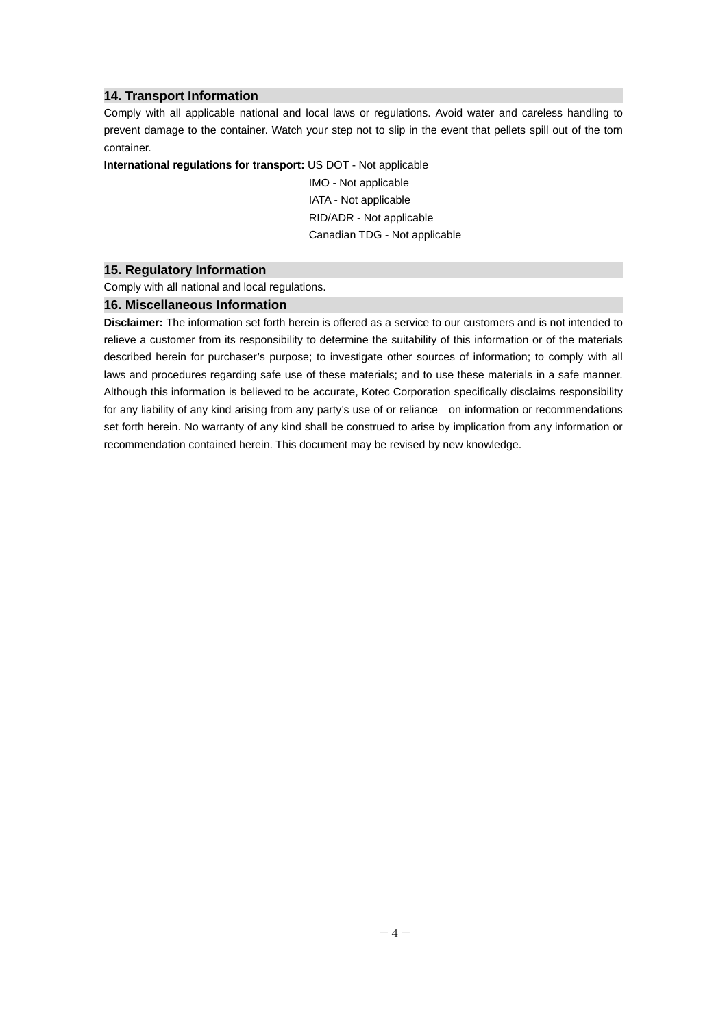## 14. Transport Information

Comply with all applicable national and local laws or regulations. Avoid water and careless handling to prevent damage to the container. Watch your step not to slip in the event that pellets spill out of the torn container.

**International regulations for transport:** US DOT - Not applicable

IMO - Not applicable

IATA - Not applicable

RID/ADR - Not applicable

Canadian TDG - Not applicable

## 15. Regulatory Information

Comply with all national and local regulations.

## 16. Miscellaneous Information

**Disclaimer:** The information set forth herein is offered as a service to our customers and is not intended to relieve a customer from its responsibility to determine the suitability of this information or of the materials described herein for purchaser's purpose; to investigate other sources of information; to comply with all laws and procedures regarding safe use of these materials; and to use these materials in a safe manner. Although this information is believed to be accurate, Kotec Corporation specifically disclaims responsibility for any liability of any kind arising from any party's use of or reliance on information or recommendations set forth herein. No warranty of any kind shall be construed to arise by implication from any information or recommendation contained herein. This document may be revised by new knowledge.